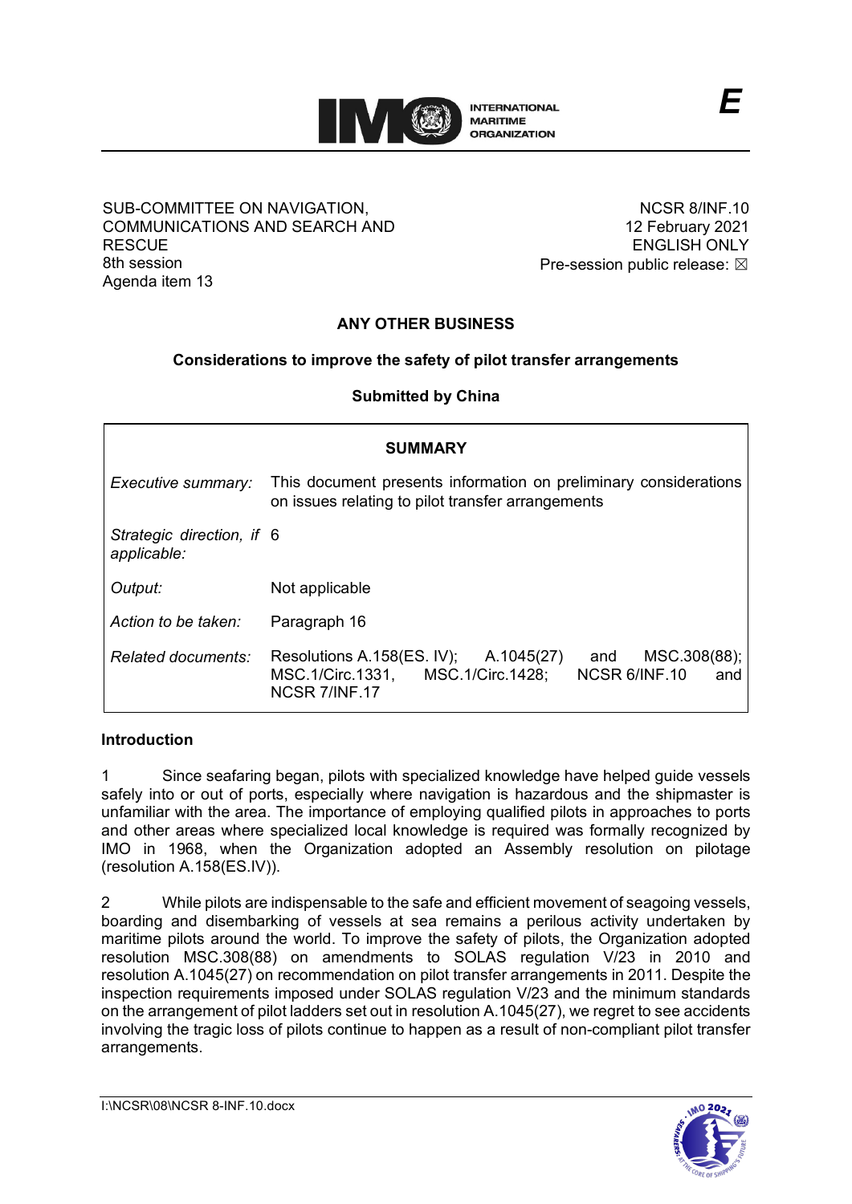SUB-COMMITTEE ON NAVIGATION, COMMUNICATIONS AND SEARCH AND RESCUE
8th session
Agenda item 13

NCSR 8/INF.10
12 February 2021
ENGLISH ONLY
Pre-session public release: ☒

## ANY OTHER BUSINESS

### Considerations to improve the safety of pilot transfer arrangements

**Submitted by China**

| **SUMMARY** | |
|---|---|
| *Executive summary:* | This document presents information on preliminary considerations on issues relating to pilot transfer arrangements |
| *Strategic direction, if applicable:* | 6 |
| *Output:* | Not applicable |
| *Action to be taken:* | Paragraph 16 |
| *Related documents:* | Resolutions A.158(ES. IV); A.1045(27) and MSC.308(88); MSC.1/Circ.1331, MSC.1/Circ.1428; NCSR 6/INF.10 and NCSR 7/INF.17 |

**Introduction**

1 Since seafaring began, pilots with specialized knowledge have helped guide vessels safely into or out of ports, especially where navigation is hazardous and the shipmaster is unfamiliar with the area. The importance of employing qualified pilots in approaches to ports and other areas where specialized local knowledge is required was formally recognized by IMO in 1968, when the Organization adopted an Assembly resolution on pilotage (resolution A.158(ES.IV)).

2 While pilots are indispensable to the safe and efficient movement of seagoing vessels, boarding and disembarking of vessels at sea remains a perilous activity undertaken by maritime pilots around the world. To improve the safety of pilots, the Organization adopted resolution MSC.308(88) on amendments to SOLAS regulation V/23 in 2010 and resolution A.1045(27) on recommendation on pilot transfer arrangements in 2011. Despite the inspection requirements imposed under SOLAS regulation V/23 and the minimum standards on the arrangement of pilot ladders set out in resolution A.1045(27), we regret to see accidents involving the tragic loss of pilots continue to happen as a result of non-compliant pilot transfer arrangements.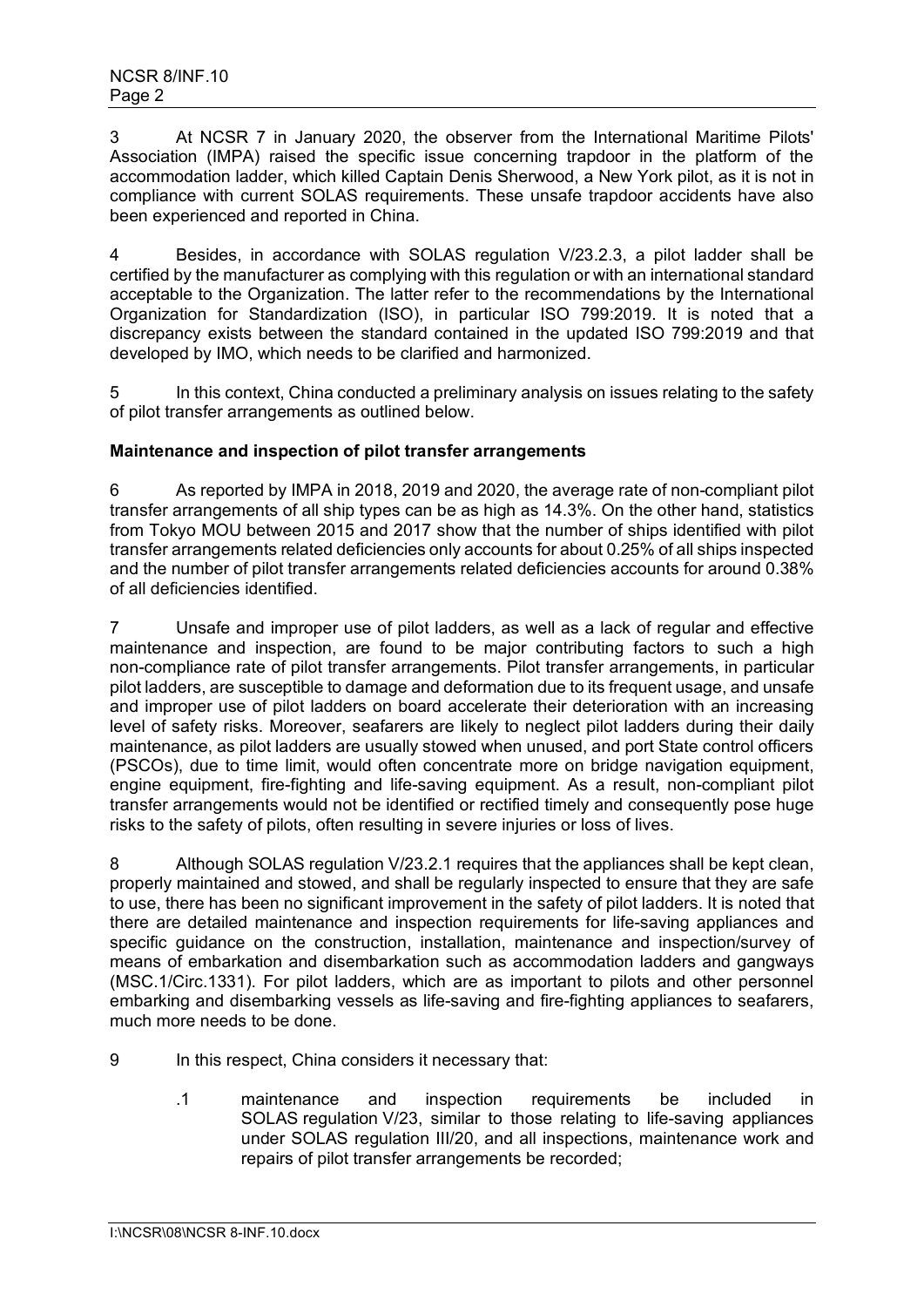3 At NCSR 7 in January 2020, the observer from the International Maritime Pilots' Association (IMPA) raised the specific issue concerning trapdoor in the platform of the accommodation ladder, which killed Captain Denis Sherwood, a New York pilot, as it is not in compliance with current SOLAS requirements. These unsafe trapdoor accidents have also been experienced and reported in China.

4 Besides, in accordance with SOLAS regulation V/23.2.3, a pilot ladder shall be certified by the manufacturer as complying with this regulation or with an international standard acceptable to the Organization. The latter refer to the recommendations by the International Organization for Standardization (ISO), in particular ISO 799:2019. It is noted that a discrepancy exists between the standard contained in the updated ISO 799:2019 and that developed by IMO, which needs to be clarified and harmonized.

5 In this context, China conducted a preliminary analysis on issues relating to the safety of pilot transfer arrangements as outlined below.

**Maintenance and inspection of pilot transfer arrangements**

6 As reported by IMPA in 2018, 2019 and 2020, the average rate of non-compliant pilot transfer arrangements of all ship types can be as high as 14.3%. On the other hand, statistics from Tokyo MOU between 2015 and 2017 show that the number of ships identified with pilot transfer arrangements related deficiencies only accounts for about 0.25% of all ships inspected and the number of pilot transfer arrangements related deficiencies accounts for around 0.38% of all deficiencies identified.

7 Unsafe and improper use of pilot ladders, as well as a lack of regular and effective maintenance and inspection, are found to be major contributing factors to such a high non-compliance rate of pilot transfer arrangements. Pilot transfer arrangements, in particular pilot ladders, are susceptible to damage and deformation due to its frequent usage, and unsafe and improper use of pilot ladders on board accelerate their deterioration with an increasing level of safety risks. Moreover, seafarers are likely to neglect pilot ladders during their daily maintenance, as pilot ladders are usually stowed when unused, and port State control officers (PSCOs), due to time limit, would often concentrate more on bridge navigation equipment, engine equipment, fire-fighting and life-saving equipment. As a result, non-compliant pilot transfer arrangements would not be identified or rectified timely and consequently pose huge risks to the safety of pilots, often resulting in severe injuries or loss of lives.

8 Although SOLAS regulation V/23.2.1 requires that the appliances shall be kept clean, properly maintained and stowed, and shall be regularly inspected to ensure that they are safe to use, there has been no significant improvement in the safety of pilot ladders. It is noted that there are detailed maintenance and inspection requirements for life-saving appliances and specific guidance on the construction, installation, maintenance and inspection/survey of means of embarkation and disembarkation such as accommodation ladders and gangways (MSC.1/Circ.1331). For pilot ladders, which are as important to pilots and other personnel embarking and disembarking vessels as life-saving and fire-fighting appliances to seafarers, much more needs to be done.

9 In this respect, China considers it necessary that:

.1 maintenance and inspection requirements be included in SOLAS regulation V/23, similar to those relating to life-saving appliances under SOLAS regulation III/20, and all inspections, maintenance work and repairs of pilot transfer arrangements be recorded;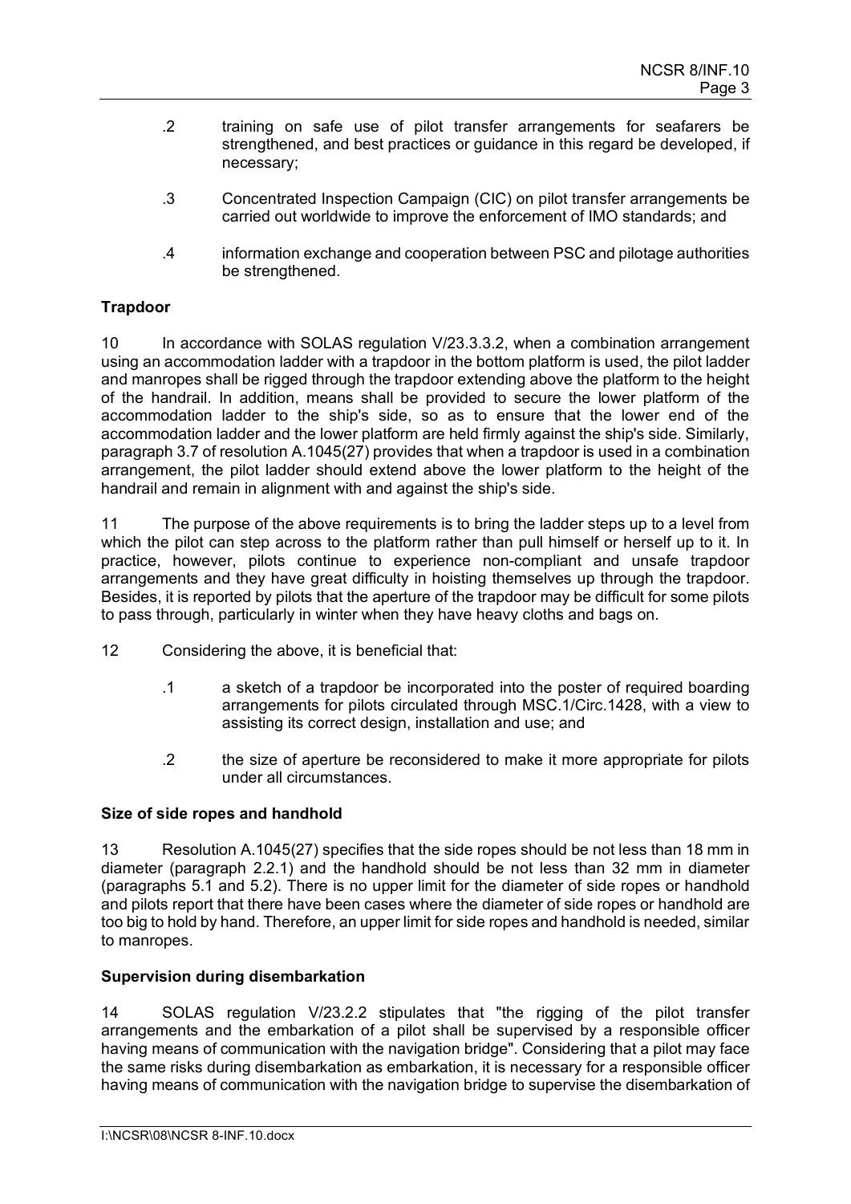.2 training on safe use of pilot transfer arrangements for seafarers be strengthened, and best practices or guidance in this regard be developed, if necessary;

.3 Concentrated Inspection Campaign (CIC) on pilot transfer arrangements be carried out worldwide to improve the enforcement of IMO standards; and

.4 information exchange and cooperation between PSC and pilotage authorities be strengthened.

**Trapdoor**

10 In accordance with SOLAS regulation V/23.3.3.2, when a combination arrangement using an accommodation ladder with a trapdoor in the bottom platform is used, the pilot ladder and manropes shall be rigged through the trapdoor extending above the platform to the height of the handrail. In addition, means shall be provided to secure the lower platform of the accommodation ladder to the ship's side, so as to ensure that the lower end of the accommodation ladder and the lower platform are held firmly against the ship's side. Similarly, paragraph 3.7 of resolution A.1045(27) provides that when a trapdoor is used in a combination arrangement, the pilot ladder should extend above the lower platform to the height of the handrail and remain in alignment with and against the ship's side.

11 The purpose of the above requirements is to bring the ladder steps up to a level from which the pilot can step across to the platform rather than pull himself or herself up to it. In practice, however, pilots continue to experience non-compliant and unsafe trapdoor arrangements and they have great difficulty in hoisting themselves up through the trapdoor. Besides, it is reported by pilots that the aperture of the trapdoor may be difficult for some pilots to pass through, particularly in winter when they have heavy cloths and bags on.

12 Considering the above, it is beneficial that:

.1 a sketch of a trapdoor be incorporated into the poster of required boarding arrangements for pilots circulated through MSC.1/Circ.1428, with a view to assisting its correct design, installation and use; and

.2 the size of aperture be reconsidered to make it more appropriate for pilots under all circumstances.

**Size of side ropes and handhold**

13 Resolution A.1045(27) specifies that the side ropes should be not less than 18 mm in diameter (paragraph 2.2.1) and the handhold should be not less than 32 mm in diameter (paragraphs 5.1 and 5.2). There is no upper limit for the diameter of side ropes or handhold and pilots report that there have been cases where the diameter of side ropes or handhold are too big to hold by hand. Therefore, an upper limit for side ropes and handhold is needed, similar to manropes.

**Supervision during disembarkation**

14 SOLAS regulation V/23.2.2 stipulates that "the rigging of the pilot transfer arrangements and the embarkation of a pilot shall be supervised by a responsible officer having means of communication with the navigation bridge". Considering that a pilot may face the same risks during disembarkation as embarkation, it is necessary for a responsible officer having means of communication with the navigation bridge to supervise the disembarkation of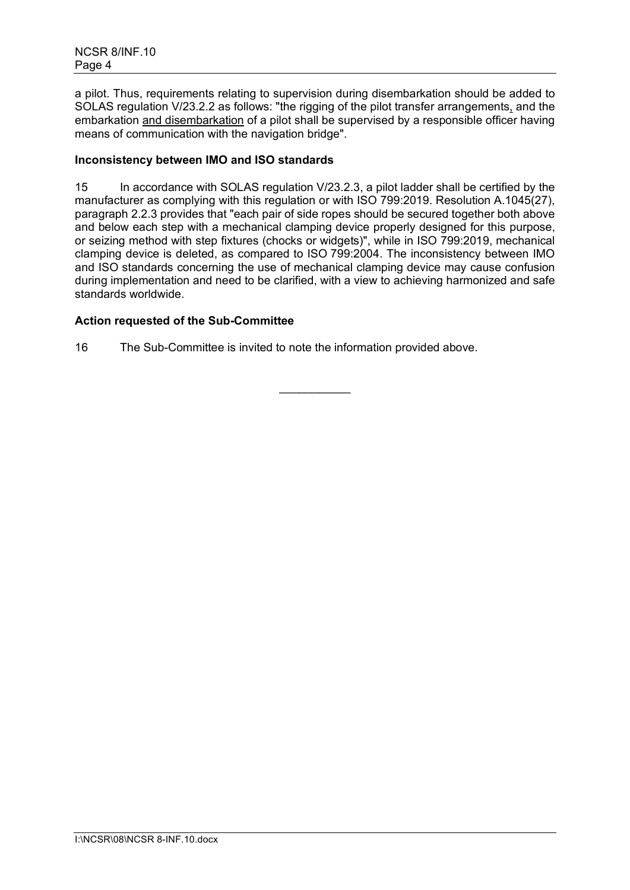a pilot. Thus, requirements relating to supervision during disembarkation should be added to SOLAS regulation V/23.2.2 as follows: "the rigging of the pilot transfer arrangements, and the embarkation and disembarkation of a pilot shall be supervised by a responsible officer having means of communication with the navigation bridge".

**Inconsistency between IMO and ISO standards**

15 In accordance with SOLAS regulation V/23.2.3, a pilot ladder shall be certified by the manufacturer as complying with this regulation or with ISO 799:2019. Resolution A.1045(27), paragraph 2.2.3 provides that "each pair of side ropes should be secured together both above and below each step with a mechanical clamping device properly designed for this purpose, or seizing method with step fixtures (chocks or widgets)", while in ISO 799:2019, mechanical clamping device is deleted, as compared to ISO 799:2004. The inconsistency between IMO and ISO standards concerning the use of mechanical clamping device may cause confusion during implementation and need to be clarified, with a view to achieving harmonized and safe standards worldwide.

**Action requested of the Sub-Committee**

16 The Sub-Committee is invited to note the information provided above.

___________